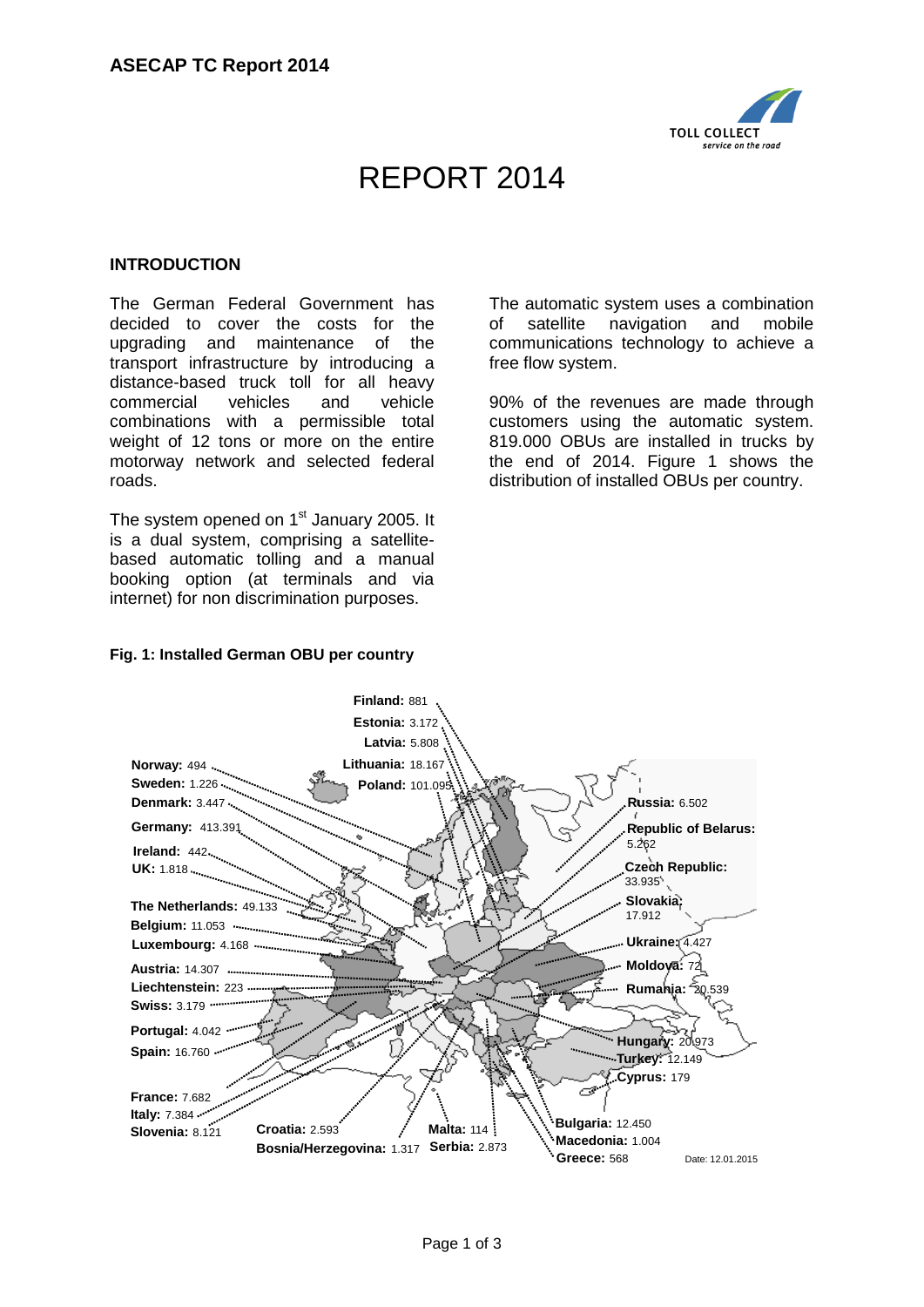# REPORT 2014

## INTRODUCTION

The German Federal Government has decided to cover the costs for the upgrading and maintenance of the transport infrastructure by introducing a distance-based truck toll for all heavy commercial vehicles and vehicle combinations with a permissible total weight of 12 tons or more on the entire motorway network and selected federal roads.

The system opened on 1st January 2005. It is a dual system, comprising a satellite-based automatic tolling and a manual booking option (at terminals and via internet) for non discrimination purposes.

The automatic system uses a combination of satellite navigation and mobile communications technology to achieve a free flow system.

90% of the revenues are made through customers using the automatic system. 819.000 OBUs are installed in trucks by the end of 2014. Figure 1 shows the distribution of installed OBUs per country.

**Fig. 1: Installed German OBU per country**

**Finland:** 881
**Estonia:** 3.172
**Latvia:** 5.808
**Lithuania:** 18.167
**Poland:** 101.095
**Norway:** 494
**Sweden:** 1.226
**Denmark:** 3.447
**Germany:** 413.391
**Ireland:** 442
**UK:** 1.818
**The Netherlands:** 49.133
**Belgium:** 11.053
**Luxembourg:** 4.168
**Austria:** 14.307
**Liechtenstein:** 223
**Swiss:** 3.179
**Portugal:** 4.042
**Spain:** 16.760
**France:** 7.682
**Italy:** 7.384
**Slovenia:** 8.121
**Croatia:** 2.593
**Bosnia/Herzegovina:** 1.317
**Malta:** 114
**Serbia:** 2.873
**Russia:** 6.502
**Republic of Belarus:** 5.262
**Czech Republic:** 33.935
**Slovakia:** 17.912
**Ukraine:** 4.427
**Moldova:** 72
**Rumania:** 20.539
**Hungary:** 20.973
**Turkey:** 12.149
**Cyprus:** 179
**Bulgaria:** 12.450
**Macedonia:** 1.004
**Greece:** 568

Date: 12.01.2015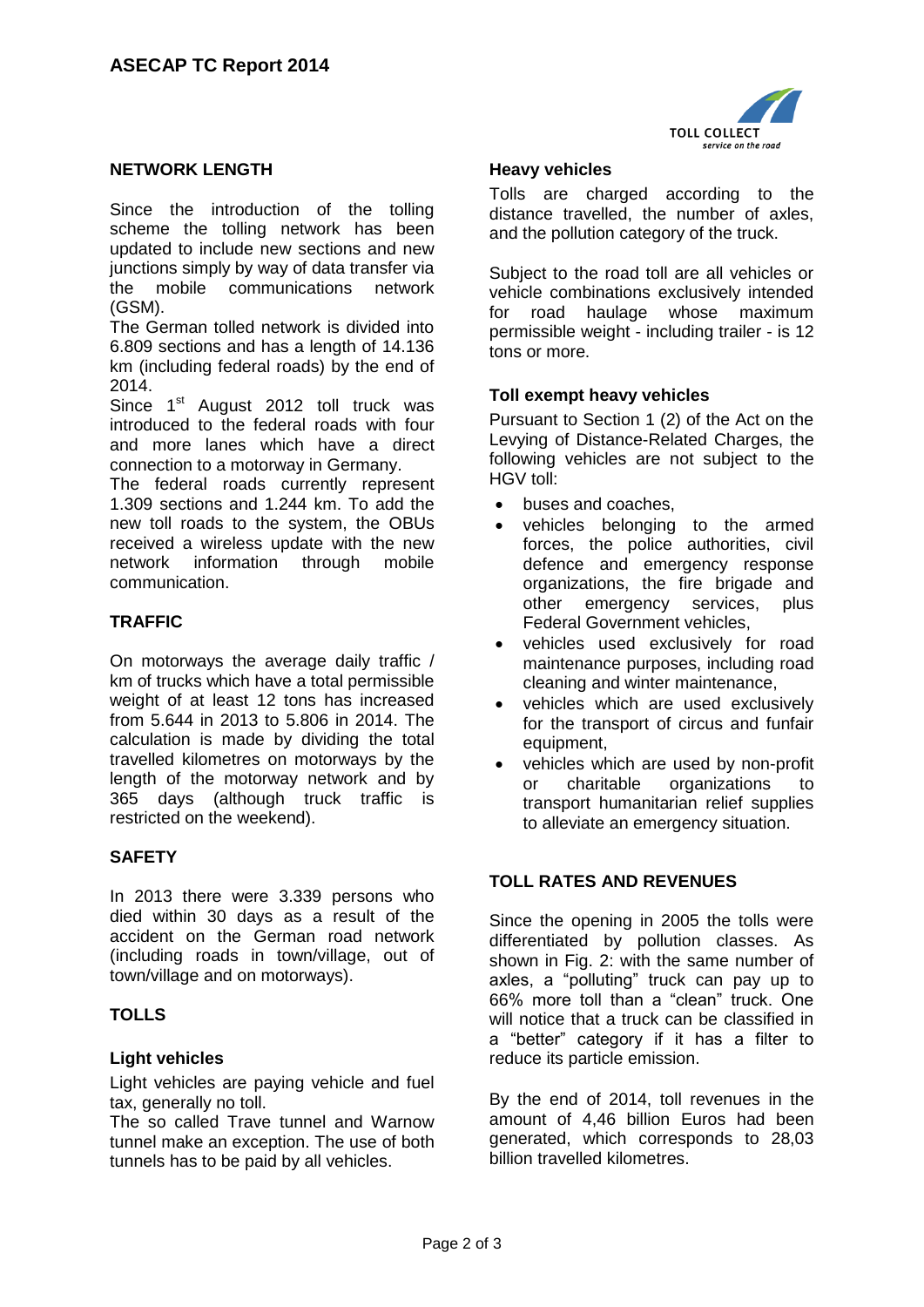## NETWORK LENGTH

Since the introduction of the tolling scheme the tolling network has been updated to include new sections and new junctions simply by way of data transfer via the mobile communications network (GSM).

The German tolled network is divided into 6.809 sections and has a length of 14.136 km (including federal roads) by the end of 2014.

Since 1st August 2012 toll truck was introduced to the federal roads with four and more lanes which have a direct connection to a motorway in Germany.

The federal roads currently represent 1.309 sections and 1.244 km. To add the new toll roads to the system, the OBUs received a wireless update with the new network information through mobile communication.

## TRAFFIC

On motorways the average daily traffic / km of trucks which have a total permissible weight of at least 12 tons has increased from 5.644 in 2013 to 5.806 in 2014. The calculation is made by dividing the total travelled kilometres on motorways by the length of the motorway network and by 365 days (although truck traffic is restricted on the weekend).

## SAFETY

In 2013 there were 3.339 persons who died within 30 days as a result of the accident on the German road network (including roads in town/village, out of town/village and on motorways).

## TOLLS

### Light vehicles

Light vehicles are paying vehicle and fuel tax, generally no toll.

The so called Trave tunnel and Warnow tunnel make an exception. The use of both tunnels has to be paid by all vehicles.

### Heavy vehicles

Tolls are charged according to the distance travelled, the number of axles, and the pollution category of the truck.

Subject to the road toll are all vehicles or vehicle combinations exclusively intended for road haulage whose maximum permissible weight - including trailer - is 12 tons or more.

### Toll exempt heavy vehicles

Pursuant to Section 1 (2) of the Act on the Levying of Distance-Related Charges, the following vehicles are not subject to the HGV toll:

- buses and coaches,
- vehicles belonging to the armed forces, the police authorities, civil defence and emergency response organizations, the fire brigade and other emergency services, plus Federal Government vehicles,
- vehicles used exclusively for road maintenance purposes, including road cleaning and winter maintenance,
- vehicles which are used exclusively for the transport of circus and funfair equipment,
- vehicles which are used by non-profit or charitable organizations to transport humanitarian relief supplies to alleviate an emergency situation.

## TOLL RATES AND REVENUES

Since the opening in 2005 the tolls were differentiated by pollution classes. As shown in Fig. 2: with the same number of axles, a "polluting" truck can pay up to 66% more toll than a "clean" truck. One will notice that a truck can be classified in a "better" category if it has a filter to reduce its particle emission.

By the end of 2014, toll revenues in the amount of 4,46 billion Euros had been generated, which corresponds to 28,03 billion travelled kilometres.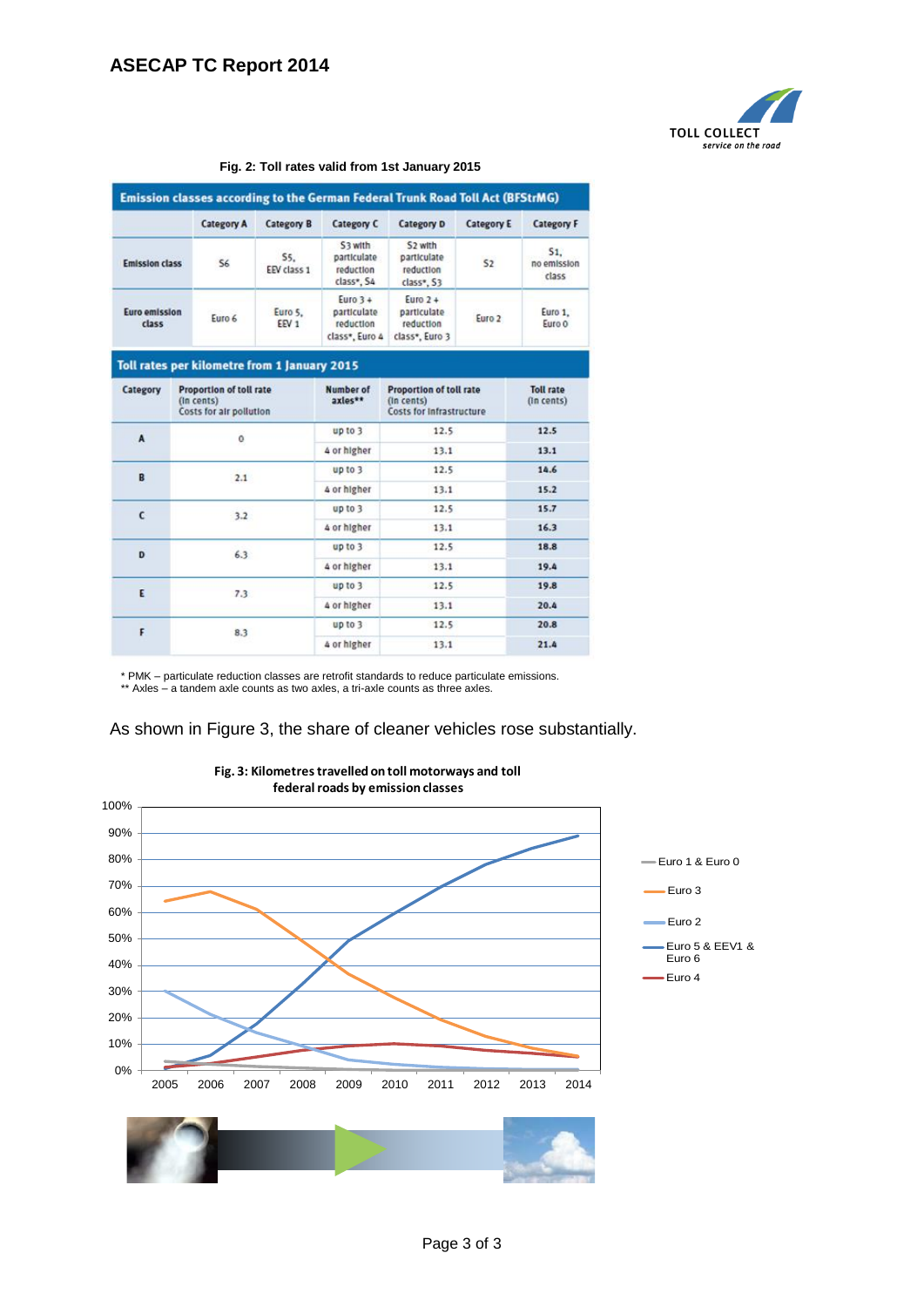**Fig. 2: Toll rates valid from 1st January 2015**

**Emission classes according to the German Federal Trunk Road Toll Act (BFStrMG)**

| | Category A | Category B | Category C | Category D | Category E | Category F |
|---|---|---|---|---|---|---|
| Emission class | S6 | S5, EEV class 1 | S3 with particulate reduction class*, S4 | S2 with particulate reduction class*, S3 | S2 | S1, no emission class |
| Euro emission class | Euro 6 | Euro 5, EEV 1 | Euro 3 + particulate reduction class*, Euro 4 | Euro 2 + particulate reduction class*, Euro 3 | Euro 2 | Euro 1, Euro 0 |

**Toll rates per kilometre from 1 January 2015**

| Category | Proportion of toll rate (in cents) Costs for air pollution | Number of axles** | Proportion of toll rate (in cents) Costs for infrastructure | Toll rate (in cents) |
|---|---|---|---|---|
| A | 0 | up to 3 | 12.5 | **12.5** |
| | | 4 or higher | 13.1 | **13.1** |
| B | 2.1 | up to 3 | 12.5 | **14.6** |
| | | 4 or higher | 13.1 | **15.2** |
| C | 3.2 | up to 3 | 12.5 | **15.7** |
| | | 4 or higher | 13.1 | **16.3** |
| D | 6.3 | up to 3 | 12.5 | **18.8** |
| | | 4 or higher | 13.1 | **19.4** |
| E | 7.3 | up to 3 | 12.5 | **19.8** |
| | | 4 or higher | 13.1 | **20.4** |
| F | 8.3 | up to 3 | 12.5 | **20.8** |
| | | 4 or higher | 13.1 | **21.4** |

\* PMK – particulate reduction classes are retrofit standards to reduce particulate emissions.
\*\* Axles – a tandem axle counts as two axles, a tri-axle counts as three axles.

As shown in Figure 3, the share of cleaner vehicles rose substantially.

**Fig. 3: Kilometres travelled on toll motorways and toll federal roads by emission classes**

100%
90%
80%
70%
60%
50%
40%
30%
20%
10%
0%

2005 2006 2007 2008 2009 2010 2011 2012 2013 2014

Euro 1 & Euro 0
Euro 3
Euro 2
Euro 5 & EEV1 & Euro 6
Euro 4